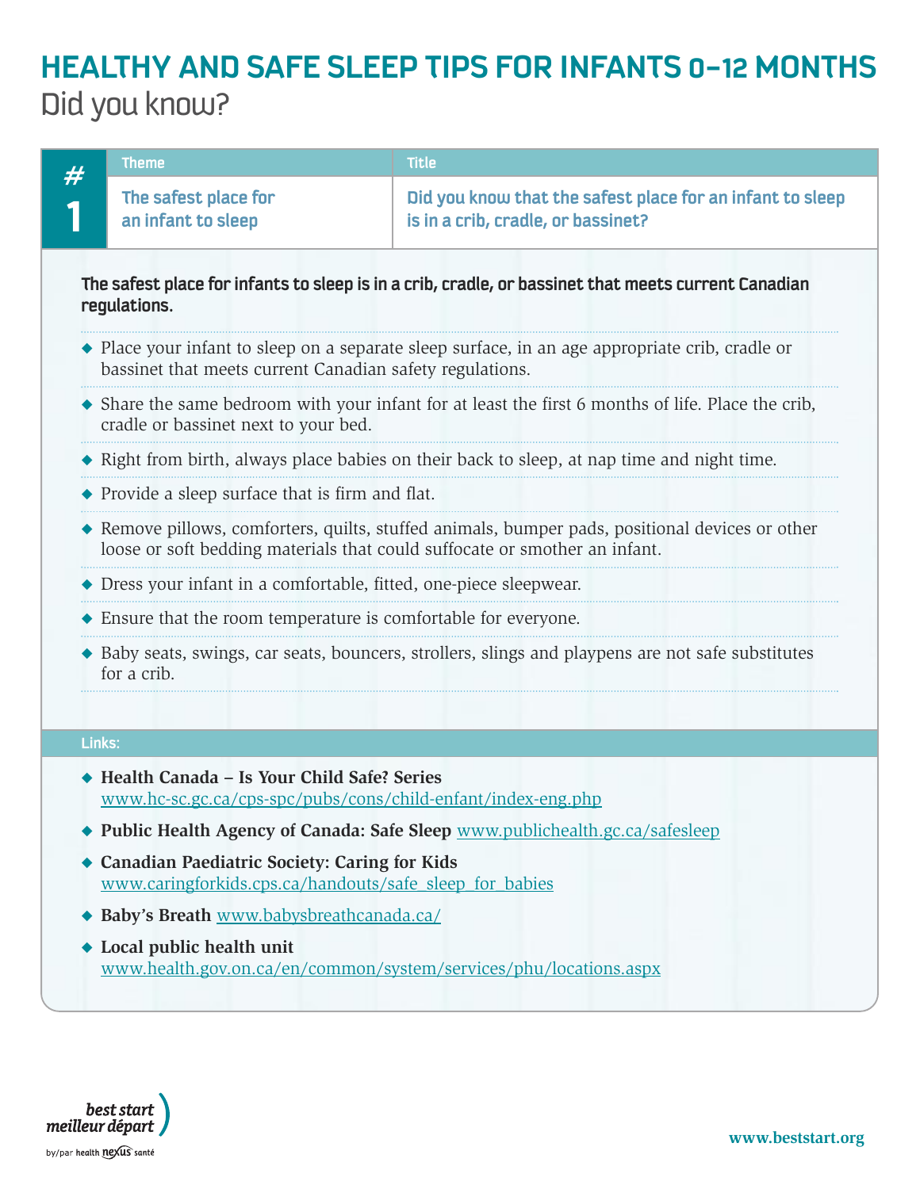# HEALTHY AND SAFE SLEEP TIPS FOR INFANTS 0–12 MONTHS

## Did you know?

| # | Theme | Title |
|---|---|---|
| 1 | The safest place for an infant to sleep | Did you know that the safest place for an infant to sleep is in a crib, cradle, or bassinet? |

**The safest place for infants to sleep is in a crib, cradle, or bassinet that meets current Canadian regulations.**

- Place your infant to sleep on a separate sleep surface, in an age appropriate crib, cradle or bassinet that meets current Canadian safety regulations.
- Share the same bedroom with your infant for at least the first 6 months of life. Place the crib, cradle or bassinet next to your bed.
- Right from birth, always place babies on their back to sleep, at nap time and night time.
- Provide a sleep surface that is firm and flat.
- Remove pillows, comforters, quilts, stuffed animals, bumper pads, positional devices or other loose or soft bedding materials that could suffocate or smother an infant.
- Dress your infant in a comfortable, fitted, one-piece sleepwear.
- Ensure that the room temperature is comfortable for everyone.
- Baby seats, swings, car seats, bouncers, strollers, slings and playpens are not safe substitutes for a crib.

### Links:

- **Health Canada – Is Your Child Safe? Series** www.hc-sc.gc.ca/cps-spc/pubs/cons/child-enfant/index-eng.php
- **Public Health Agency of Canada: Safe Sleep** www.publichealth.gc.ca/safesleep
- **Canadian Paediatric Society: Caring for Kids** www.caringforkids.cps.ca/handouts/safe_sleep_for_babies
- **Baby's Breath** www.babysbreathcanada.ca/
- **Local public health unit** www.health.gov.on.ca/en/common/system/services/phu/locations.aspx

best start meilleur départ by/par health nexus santé

www.beststart.org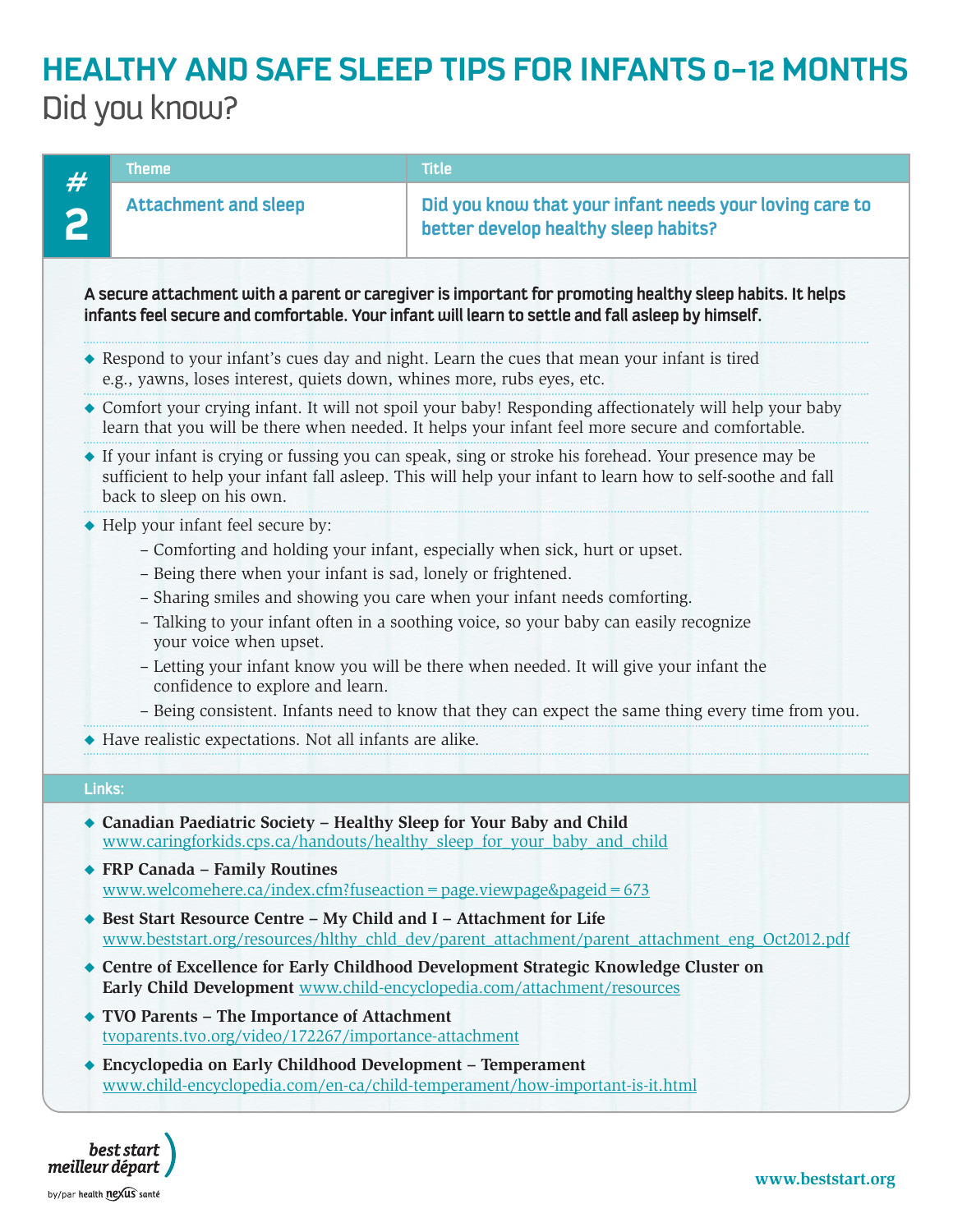# HEALTHY AND SAFE SLEEP TIPS FOR INFANTS 0–12 MONTHS

## Did you know?

| # | Theme | Title |
| --- | --- | --- |
| 2 | Attachment and sleep | Did you know that your infant needs your loving care to better develop healthy sleep habits? |

**A secure attachment with a parent or caregiver is important for promoting healthy sleep habits. It helps infants feel secure and comfortable. Your infant will learn to settle and fall asleep by himself.**

- Respond to your infant's cues day and night. Learn the cues that mean your infant is tired e.g., yawns, loses interest, quiets down, whines more, rubs eyes, etc.
- Comfort your crying infant. It will not spoil your baby! Responding affectionately will help your baby learn that you will be there when needed. It helps your infant feel more secure and comfortable.
- If your infant is crying or fussing you can speak, sing or stroke his forehead. Your presence may be sufficient to help your infant fall asleep. This will help your infant to learn how to self-soothe and fall back to sleep on his own.
- Help your infant feel secure by:
  - Comforting and holding your infant, especially when sick, hurt or upset.
  - Being there when your infant is sad, lonely or frightened.
  - Sharing smiles and showing you care when your infant needs comforting.
  - Talking to your infant often in a soothing voice, so your baby can easily recognize your voice when upset.
  - Letting your infant know you will be there when needed. It will give your infant the confidence to explore and learn.
  - Being consistent. Infants need to know that they can expect the same thing every time from you.
- Have realistic expectations. Not all infants are alike.

### Links:

- **Canadian Paediatric Society – Healthy Sleep for Your Baby and Child**
  www.caringforkids.cps.ca/handouts/healthy_sleep_for_your_baby_and_child
- **FRP Canada – Family Routines**
  www.welcomehere.ca/index.cfm?fuseaction=page.viewpage&pageid=673
- **Best Start Resource Centre – My Child and I – Attachment for Life**
  www.beststart.org/resources/hlthy_chld_dev/parent_attachment/parent_attachment_eng_Oct2012.pdf
- **Centre of Excellence for Early Childhood Development Strategic Knowledge Cluster on Early Child Development** www.child-encyclopedia.com/attachment/resources
- **TVO Parents – The Importance of Attachment**
  tvoparents.tvo.org/video/172267/importance-attachment
- **Encyclopedia on Early Childhood Development – Temperament**
  www.child-encyclopedia.com/en-ca/child-temperament/how-important-is-it.html

best start meilleur départ
by/par health nexus santé

www.beststart.org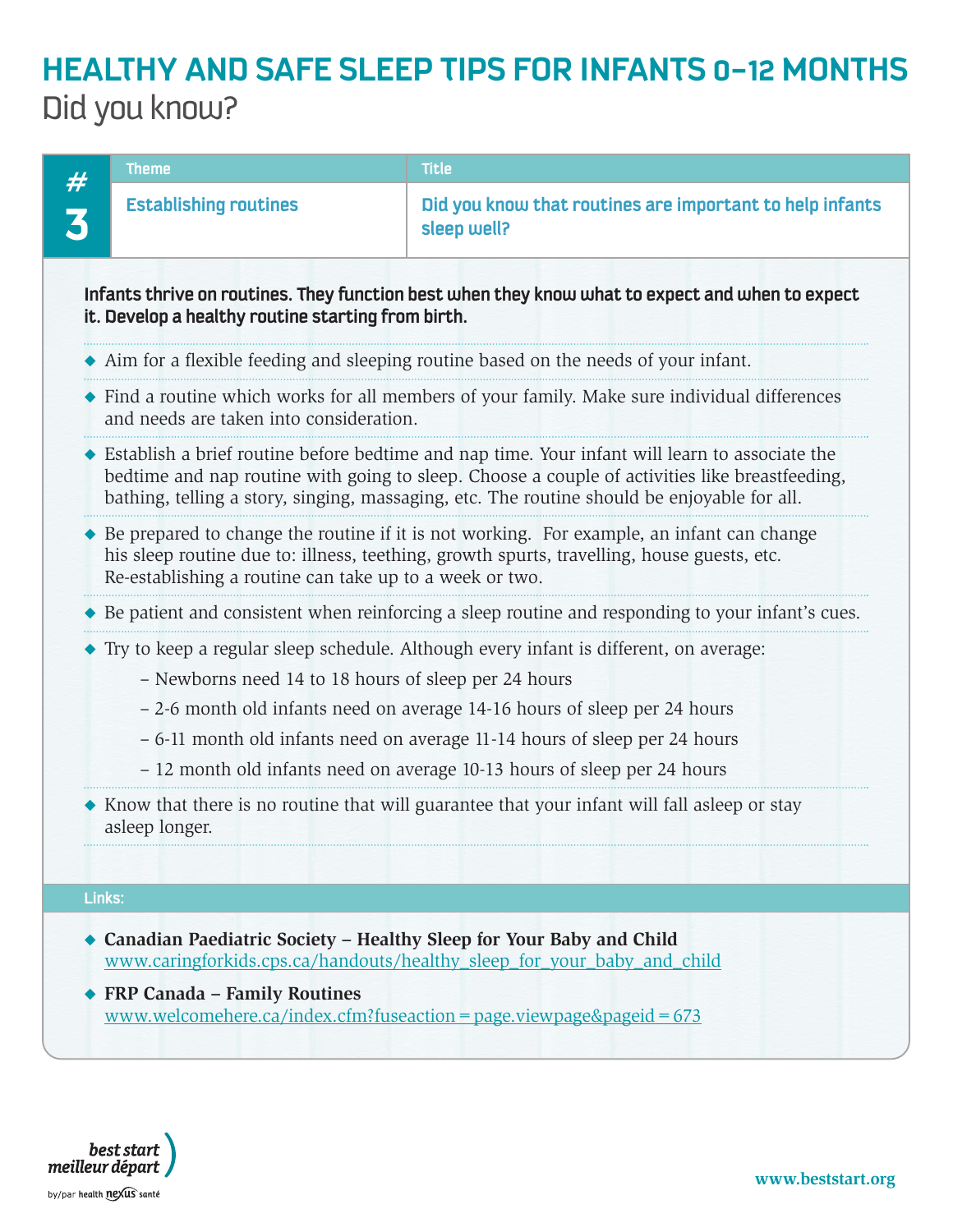# HEALTHY AND SAFE SLEEP TIPS FOR INFANTS 0–12 MONTHS

## Did you know?

| # | Theme | Title |
|---|---|---|
| 3 | Establishing routines | Did you know that routines are important to help infants sleep well? |

**Infants thrive on routines. They function best when they know what to expect and when to expect it. Develop a healthy routine starting from birth.**

- Aim for a flexible feeding and sleeping routine based on the needs of your infant.
- Find a routine which works for all members of your family. Make sure individual differences and needs are taken into consideration.
- Establish a brief routine before bedtime and nap time. Your infant will learn to associate the bedtime and nap routine with going to sleep. Choose a couple of activities like breastfeeding, bathing, telling a story, singing, massaging, etc. The routine should be enjoyable for all.
- Be prepared to change the routine if it is not working. For example, an infant can change his sleep routine due to: illness, teething, growth spurts, travelling, house guests, etc. Re-establishing a routine can take up to a week or two.
- Be patient and consistent when reinforcing a sleep routine and responding to your infant's cues.
- Try to keep a regular sleep schedule. Although every infant is different, on average:
  - Newborns need 14 to 18 hours of sleep per 24 hours
  - 2-6 month old infants need on average 14-16 hours of sleep per 24 hours
  - 6-11 month old infants need on average 11-14 hours of sleep per 24 hours
  - 12 month old infants need on average 10-13 hours of sleep per 24 hours
- Know that there is no routine that will guarantee that your infant will fall asleep or stay asleep longer.

**Links:**

- **Canadian Paediatric Society – Healthy Sleep for Your Baby and Child**
  www.caringforkids.cps.ca/handouts/healthy_sleep_for_your_baby_and_child
- **FRP Canada – Family Routines**
  www.welcomehere.ca/index.cfm?fuseaction=page.viewpage&pageid=673

best start meilleur départ by/par health nexus santé

www.beststart.org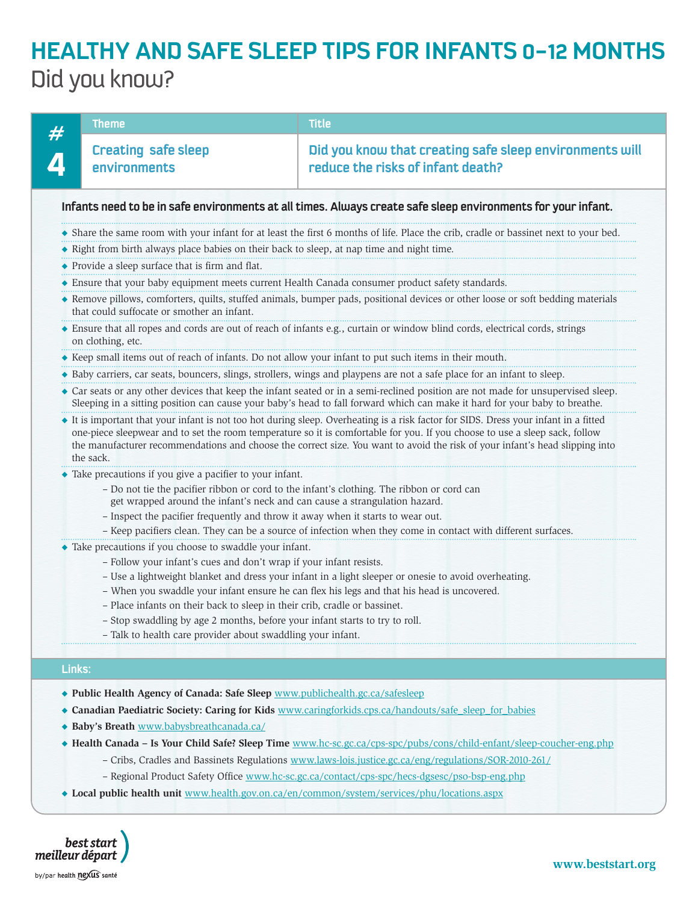# HEALTHY AND SAFE SLEEP TIPS FOR INFANTS 0–12 MONTHS

## Did you know?

| # | Theme | Title |
| --- | --- | --- |
| 4 | Creating safe sleep environments | Did you know that creating safe sleep environments will reduce the risks of infant death? |

**Infants need to be in safe environments at all times. Always create safe sleep environments for your infant.**

- Share the same room with your infant for at least the first 6 months of life. Place the crib, cradle or bassinet next to your bed.
- Right from birth always place babies on their back to sleep, at nap time and night time.
- Provide a sleep surface that is firm and flat.
- Ensure that your baby equipment meets current Health Canada consumer product safety standards.
- Remove pillows, comforters, quilts, stuffed animals, bumper pads, positional devices or other loose or soft bedding materials that could suffocate or smother an infant.
- Ensure that all ropes and cords are out of reach of infants e.g., curtain or window blind cords, electrical cords, strings on clothing, etc.
- Keep small items out of reach of infants. Do not allow your infant to put such items in their mouth.
- Baby carriers, car seats, bouncers, slings, strollers, wings and playpens are not a safe place for an infant to sleep.
- Car seats or any other devices that keep the infant seated or in a semi-reclined position are not made for unsupervised sleep. Sleeping in a sitting position can cause your baby's head to fall forward which can make it hard for your baby to breathe.
- It is important that your infant is not too hot during sleep. Overheating is a risk factor for SIDS. Dress your infant in a fitted one-piece sleepwear and to set the room temperature so it is comfortable for you. If you choose to use a sleep sack, follow the manufacturer recommendations and choose the correct size. You want to avoid the risk of your infant's head slipping into the sack.
- Take precautions if you give a pacifier to your infant.
  - Do not tie the pacifier ribbon or cord to the infant's clothing. The ribbon or cord can get wrapped around the infant's neck and can cause a strangulation hazard.
  - Inspect the pacifier frequently and throw it away when it starts to wear out.
  - Keep pacifiers clean. They can be a source of infection when they come in contact with different surfaces.
- Take precautions if you choose to swaddle your infant.
  - Follow your infant's cues and don't wrap if your infant resists.
  - Use a lightweight blanket and dress your infant in a light sleeper or onesie to avoid overheating.
  - When you swaddle your infant ensure he can flex his legs and that his head is uncovered.
  - Place infants on their back to sleep in their crib, cradle or bassinet.
  - Stop swaddling by age 2 months, before your infant starts to try to roll.
  - Talk to health care provider about swaddling your infant.

### Links:

- **Public Health Agency of Canada: Safe Sleep** www.publichealth.gc.ca/safesleep
- **Canadian Paediatric Society: Caring for Kids** www.caringforkids.cps.ca/handouts/safe_sleep_for_babies
- **Baby's Breath** www.babysbreathcanada.ca/
- **Health Canada – Is Your Child Safe? Sleep Time** www.hc-sc.gc.ca/cps-spc/pubs/cons/child-enfant/sleep-coucher-eng.php
  - Cribs, Cradles and Bassinets Regulations www.laws-lois.justice.gc.ca/eng/regulations/SOR-2010-261/
  - Regional Product Safety Office www.hc-sc.gc.ca/contact/cps-spc/hecs-dgsesc/pso-bsp-eng.php
- **Local public health unit** www.health.gov.on.ca/en/common/system/services/phu/locations.aspx

best start meilleur départ by/par health nexus santé

www.beststart.org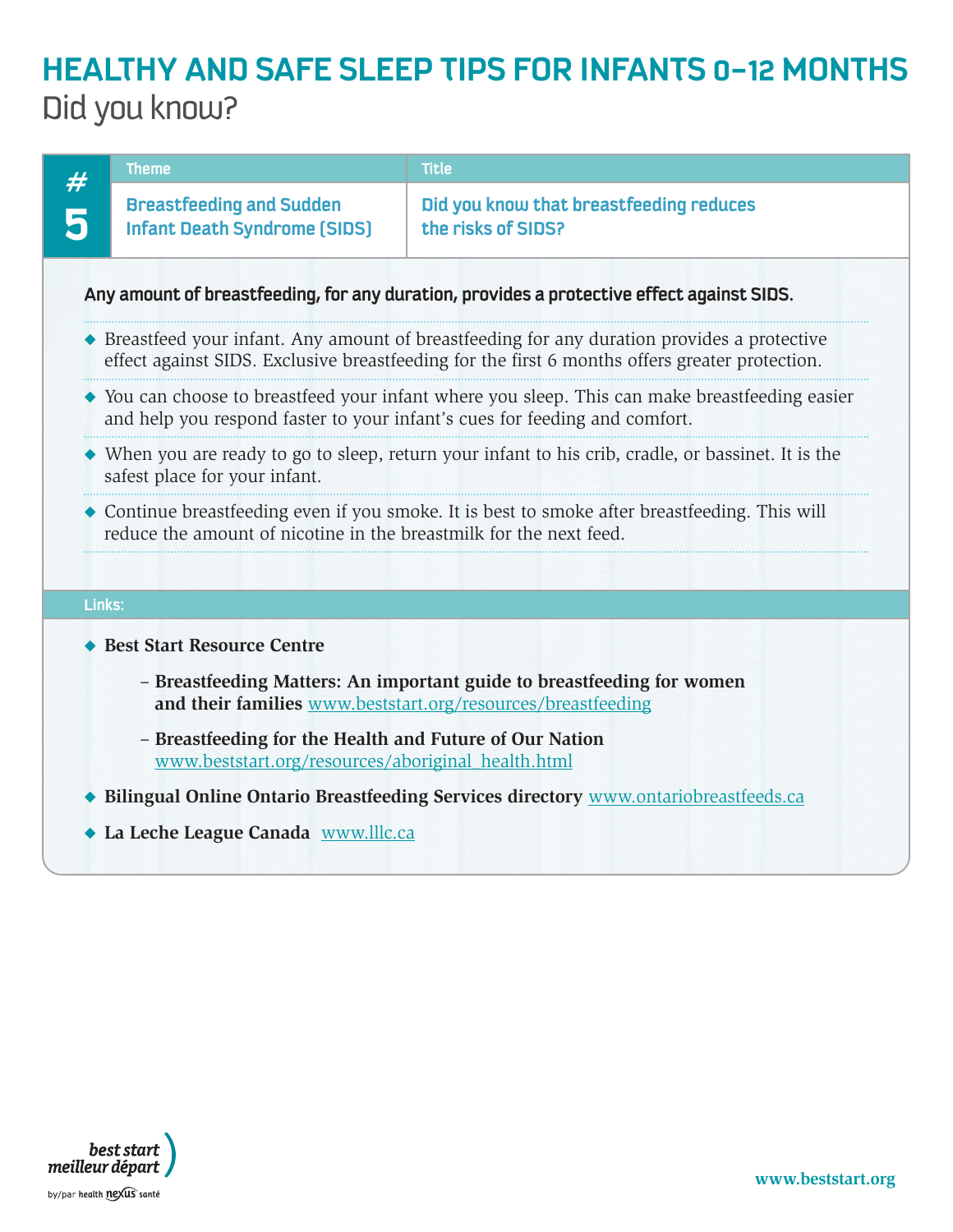# HEALTHY AND SAFE SLEEP TIPS FOR INFANTS 0–12 MONTHS

## Did you know?

| # 5 | Theme | Title |
|---|---|---|
| | Breastfeeding and Sudden Infant Death Syndrome (SIDS) | Did you know that breastfeeding reduces the risks of SIDS? |

**Any amount of breastfeeding, for any duration, provides a protective effect against SIDS.**

- Breastfeed your infant. Any amount of breastfeeding for any duration provides a protective effect against SIDS. Exclusive breastfeeding for the first 6 months offers greater protection.
- You can choose to breastfeed your infant where you sleep. This can make breastfeeding easier and help you respond faster to your infant's cues for feeding and comfort.
- When you are ready to go to sleep, return your infant to his crib, cradle, or bassinet. It is the safest place for your infant.
- Continue breastfeeding even if you smoke. It is best to smoke after breastfeeding. This will reduce the amount of nicotine in the breastmilk for the next feed.

**Links:**

- **Best Start Resource Centre**
  - **Breastfeeding Matters: An important guide to breastfeeding for women and their families** www.beststart.org/resources/breastfeeding
  - **Breastfeeding for the Health and Future of Our Nation** www.beststart.org/resources/aboriginal_health.html
- **Bilingual Online Ontario Breastfeeding Services directory** www.ontariobreastfeeds.ca
- **La Leche League Canada** www.lllc.ca

best start meilleur départ by/par health nexus santé

www.beststart.org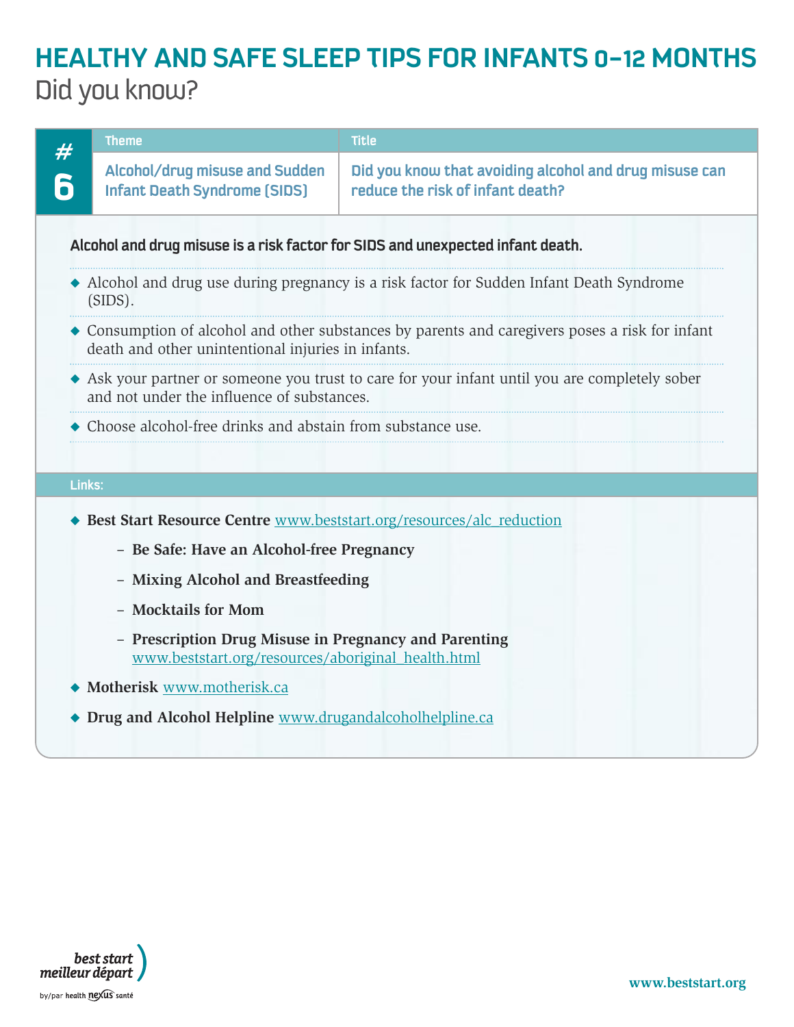# HEALTHY AND SAFE SLEEP TIPS FOR INFANTS 0–12 MONTHS

## Did you know?

| # 6 | Theme | Title |
|---|---|---|
| | Alcohol/drug misuse and Sudden Infant Death Syndrome (SIDS) | Did you know that avoiding alcohol and drug misuse can reduce the risk of infant death? |

**Alcohol and drug misuse is a risk factor for SIDS and unexpected infant death.**

- Alcohol and drug use during pregnancy is a risk factor for Sudden Infant Death Syndrome (SIDS).
- Consumption of alcohol and other substances by parents and caregivers poses a risk for infant death and other unintentional injuries in infants.
- Ask your partner or someone you trust to care for your infant until you are completely sober and not under the influence of substances.
- Choose alcohol-free drinks and abstain from substance use.

**Links:**

- **Best Start Resource Centre** www.beststart.org/resources/alc_reduction
  - **Be Safe: Have an Alcohol-free Pregnancy**
  - **Mixing Alcohol and Breastfeeding**
  - **Mocktails for Mom**
  - **Prescription Drug Misuse in Pregnancy and Parenting** www.beststart.org/resources/aboriginal_health.html
- **Motherisk** www.motherisk.ca
- **Drug and Alcohol Helpline** www.drugandalcoholhelpline.ca

best start meilleur départ by/par health nexus santé

www.beststart.org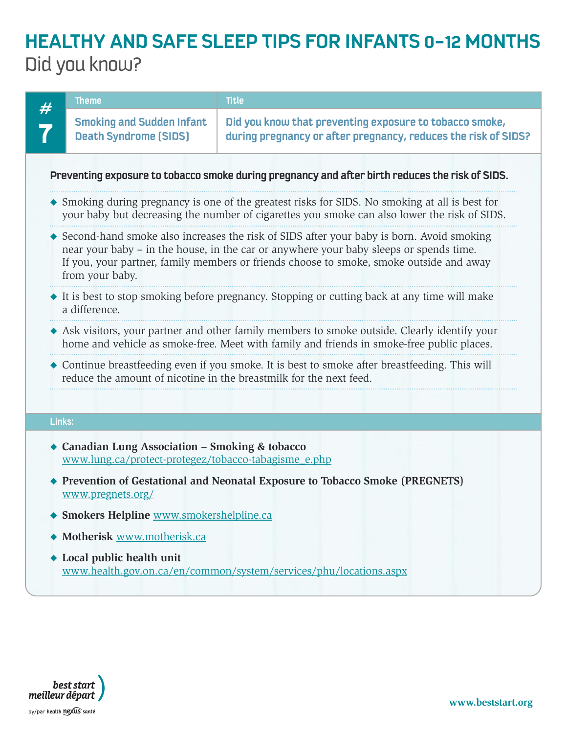# HEALTHY AND SAFE SLEEP TIPS FOR INFANTS 0–12 MONTHS

## Did you know?

| # | Theme | Title |
|---|---|---|
| 7 | Smoking and Sudden Infant Death Syndrome (SIDS) | Did you know that preventing exposure to tobacco smoke, during pregnancy or after pregnancy, reduces the risk of SIDS? |

**Preventing exposure to tobacco smoke during pregnancy and after birth reduces the risk of SIDS.**

- Smoking during pregnancy is one of the greatest risks for SIDS. No smoking at all is best for your baby but decreasing the number of cigarettes you smoke can also lower the risk of SIDS.
- Second-hand smoke also increases the risk of SIDS after your baby is born. Avoid smoking near your baby – in the house, in the car or anywhere your baby sleeps or spends time. If you, your partner, family members or friends choose to smoke, smoke outside and away from your baby.
- It is best to stop smoking before pregnancy. Stopping or cutting back at any time will make a difference.
- Ask visitors, your partner and other family members to smoke outside. Clearly identify your home and vehicle as smoke-free. Meet with family and friends in smoke-free public places.
- Continue breastfeeding even if you smoke. It is best to smoke after breastfeeding. This will reduce the amount of nicotine in the breastmilk for the next feed.

**Links:**

- **Canadian Lung Association – Smoking & tobacco** www.lung.ca/protect-protegez/tobacco-tabagisme_e.php
- **Prevention of Gestational and Neonatal Exposure to Tobacco Smoke (PREGNETS)** www.pregnets.org/
- **Smokers Helpline** www.smokershelpline.ca
- **Motherisk** www.motherisk.ca
- **Local public health unit** www.health.gov.on.ca/en/common/system/services/phu/locations.aspx

best start meilleur départ
by/par health nexus santé

www.beststart.org